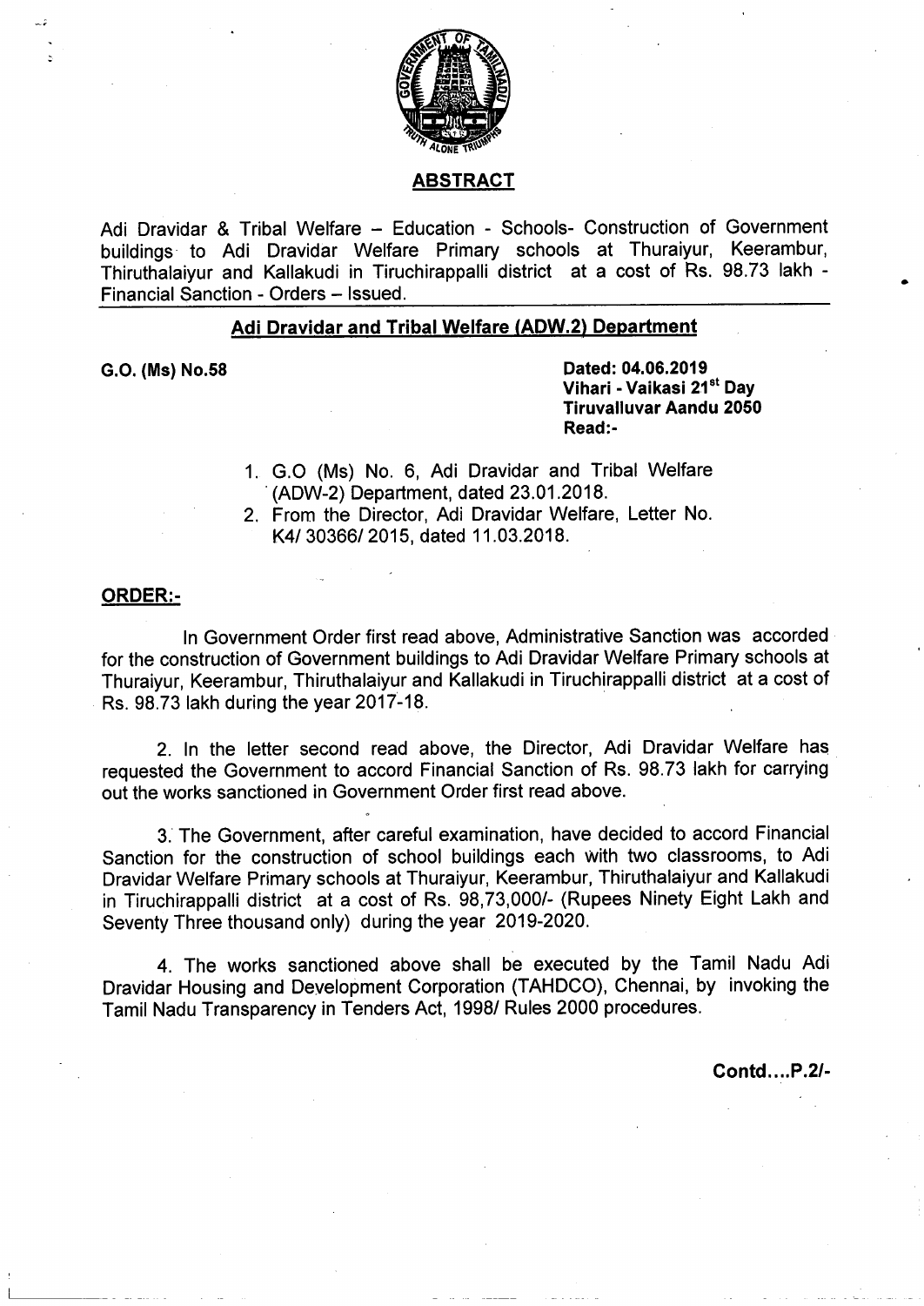## ABSTRACT

Adi Dravidar & Tribal Welfare – Education - Schools- Construction of Government buildings to Adi Dravidar Welfare Primary schools at Thuraiyur, Keerambur, Thiruthalaiyur and Kallakudi in Tiruchirappalli district at a cost of Rs. 98.73 lakh - Financial Sanction - Orders – Issued.

## Adi Dravidar and Tribal Welfare (ADW.2) Department

**G.O. (Ms) No.58**

**Dated: 04.06.2019**
**Vihari - Vaikasi 21st Day**
**Tiruvalluvar Aandu 2050**
**Read:-**

1. G.O (Ms) No. 6, Adi Dravidar and Tribal Welfare (ADW-2) Department, dated 23.01.2018.
2. From the Director, Adi Dravidar Welfare, Letter No. K4/ 30366/ 2015, dated 11.03.2018.

**ORDER:-**

In Government Order first read above, Administrative Sanction was accorded for the construction of Government buildings to Adi Dravidar Welfare Primary schools at Thuraiyur, Keerambur, Thiruthalaiyur and Kallakudi in Tiruchirappalli district at a cost of Rs. 98.73 lakh during the year 2017-18.

2. In the letter second read above, the Director, Adi Dravidar Welfare has requested the Government to accord Financial Sanction of Rs. 98.73 lakh for carrying out the works sanctioned in Government Order first read above.

3. The Government, after careful examination, have decided to accord Financial Sanction for the construction of school buildings each with two classrooms, to Adi Dravidar Welfare Primary schools at Thuraiyur, Keerambur, Thiruthalaiyur and Kallakudi in Tiruchirappalli district at a cost of Rs. 98,73,000/- (Rupees Ninety Eight Lakh and Seventy Three thousand only) during the year 2019-2020.

4. The works sanctioned above shall be executed by the Tamil Nadu Adi Dravidar Housing and Development Corporation (TAHDCO), Chennai, by invoking the Tamil Nadu Transparency in Tenders Act, 1998/ Rules 2000 procedures.

**Contd....P.2/-**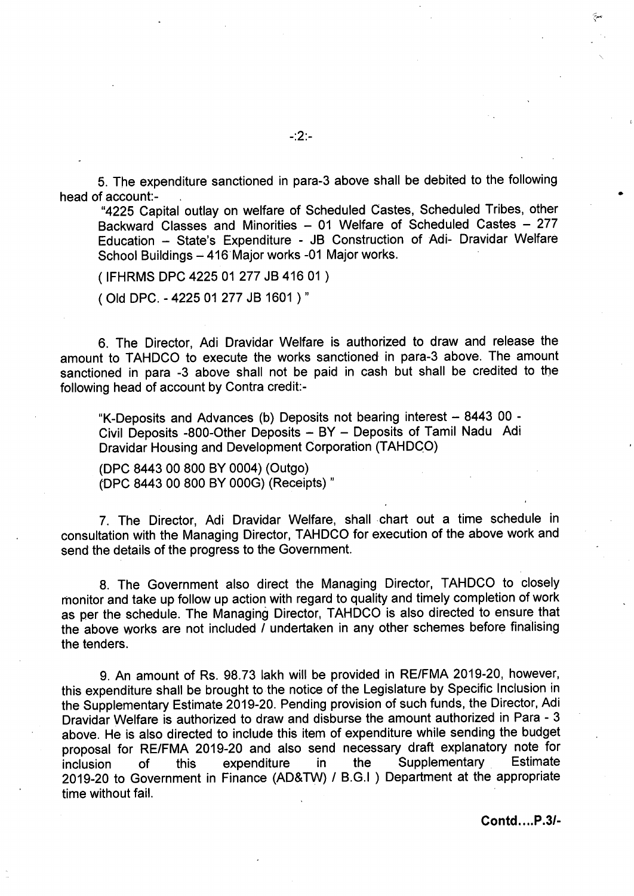5. The expenditure sanctioned in para-3 above shall be debited to the following head of account:-

"4225 Capital outlay on welfare of Scheduled Castes, Scheduled Tribes, other Backward Classes and Minorities – 01 Welfare of Scheduled Castes – 277 Education – State's Expenditure - JB Construction of Adi- Dravidar Welfare School Buildings – 416 Major works -01 Major works.

( IFHRMS DPC 4225 01 277 JB 416 01 )

( Old DPC. - 4225 01 277 JB 1601 ) "

6. The Director, Adi Dravidar Welfare is authorized to draw and release the amount to TAHDCO to execute the works sanctioned in para-3 above. The amount sanctioned in para -3 above shall not be paid in cash but shall be credited to the following head of account by Contra credit:-

"K-Deposits and Advances (b) Deposits not bearing interest – 8443 00 - Civil Deposits -800-Other Deposits – BY – Deposits of Tamil Nadu Adi Dravidar Housing and Development Corporation (TAHDCO)

(DPC 8443 00 800 BY 0004) (Outgo)
(DPC 8443 00 800 BY 000G) (Receipts) "

7. The Director, Adi Dravidar Welfare, shall chart out a time schedule in consultation with the Managing Director, TAHDCO for execution of the above work and send the details of the progress to the Government.

8. The Government also direct the Managing Director, TAHDCO to closely monitor and take up follow up action with regard to quality and timely completion of work as per the schedule. The Managing Director, TAHDCO is also directed to ensure that the above works are not included / undertaken in any other schemes before finalising the tenders.

9. An amount of Rs. 98.73 lakh will be provided in RE/FMA 2019-20, however, this expenditure shall be brought to the notice of the Legislature by Specific Inclusion in the Supplementary Estimate 2019-20. Pending provision of such funds, the Director, Adi Dravidar Welfare is authorized to draw and disburse the amount authorized in Para - 3 above. He is also directed to include this item of expenditure while sending the budget proposal for RE/FMA 2019-20 and also send necessary draft explanatory note for inclusion of this expenditure in the Supplementary Estimate 2019-20 to Government in Finance (AD&TW) / B.G.I ) Department at the appropriate time without fail.

**Contd....P.3/-**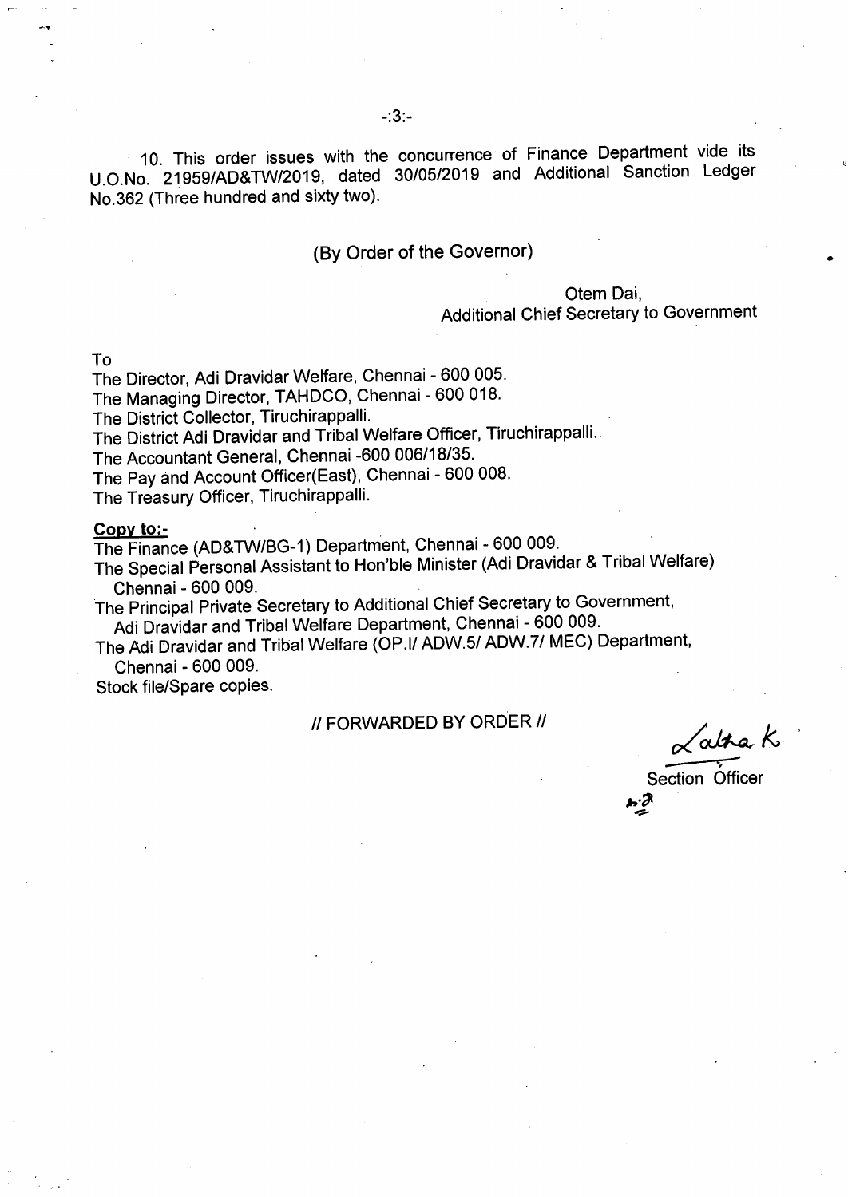10. This order issues with the concurrence of Finance Department vide its U.O.No. 21959/AD&TW/2019, dated 30/05/2019 and Additional Sanction Ledger No.362 (Three hundred and sixty two).

(By Order of the Governor)

Otem Dai,
Additional Chief Secretary to Government

To
The Director, Adi Dravidar Welfare, Chennai - 600 005.
The Managing Director, TAHDCO, Chennai - 600 018.
The District Collector, Tiruchirappalli.
The District Adi Dravidar and Tribal Welfare Officer, Tiruchirappalli.
The Accountant General, Chennai -600 006/18/35.
The Pay and Account Officer(East), Chennai - 600 008.
The Treasury Officer, Tiruchirappalli.

**Copy to:-**
The Finance (AD&TW/BG-1) Department, Chennai - 600 009.
The Special Personal Assistant to Hon'ble Minister (Adi Dravidar & Tribal Welfare) Chennai - 600 009.
The Principal Private Secretary to Additional Chief Secretary to Government, Adi Dravidar and Tribal Welfare Department, Chennai - 600 009.
The Adi Dravidar and Tribal Welfare (OP.I/ ADW.5/ ADW.7/ MEC) Department, Chennai - 600 009.
Stock file/Spare copies.

// FORWARDED BY ORDER //

Section Officer